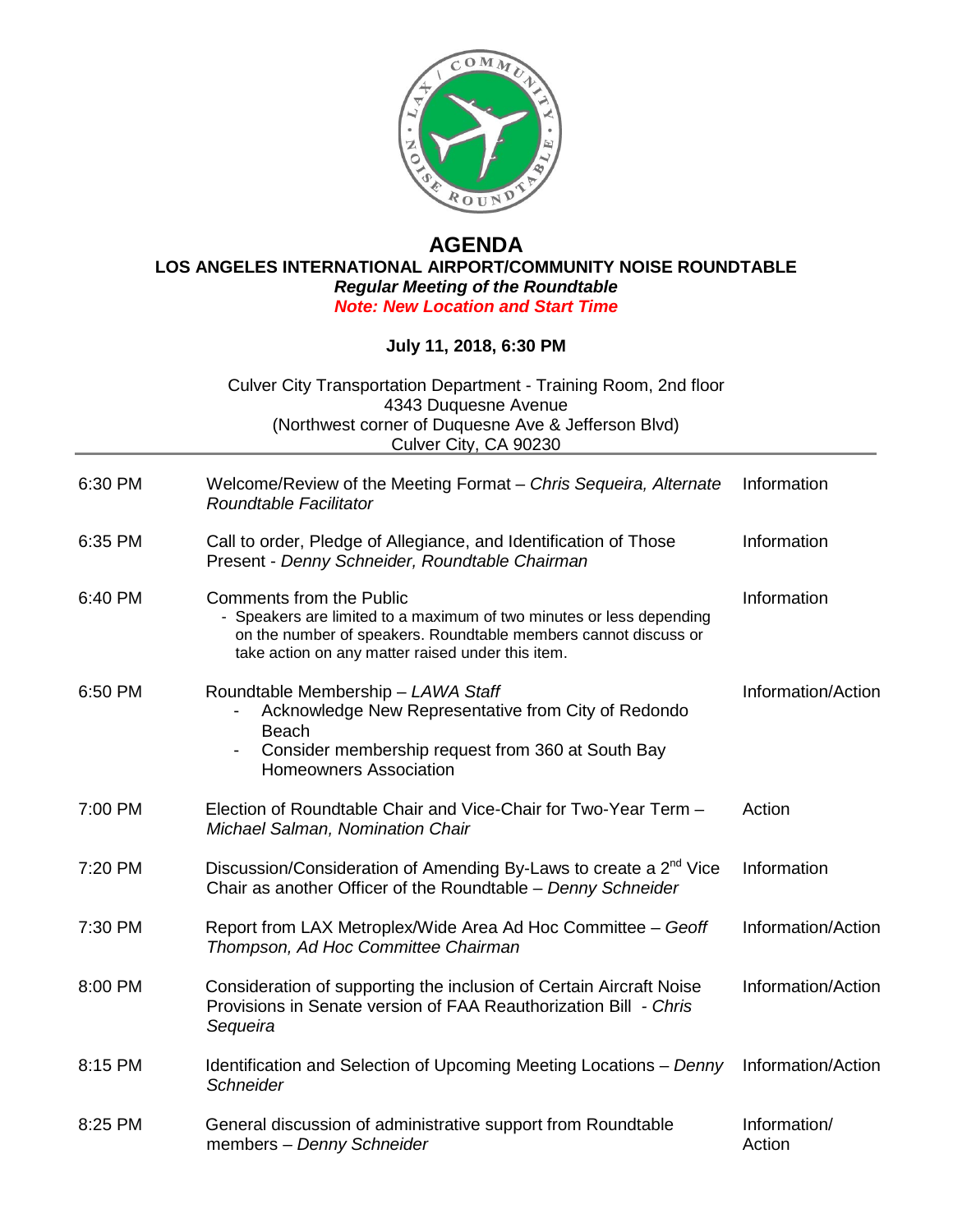# AGENDA

## LOS ANGELES INTERNATIONAL AIRPORT/COMMUNITY NOISE ROUNDTABLE

***Regular Meeting of the Roundtable***

***Note: New Location and Start Time***

**July 11, 2018, 6:30 PM**

Culver City Transportation Department - Training Room, 2nd floor
4343 Duquesne Avenue
(Northwest corner of Duquesne Ave & Jefferson Blvd)
Culver City, CA 90230

| | | |
|---|---|---|
| 6:30 PM | Welcome/Review of the Meeting Format – *Chris Sequeira, Alternate Roundtable Facilitator* | Information |
| 6:35 PM | Call to order, Pledge of Allegiance, and Identification of Those Present - *Denny Schneider, Roundtable Chairman* | Information |
| 6:40 PM | Comments from the Public<br>- Speakers are limited to a maximum of two minutes or less depending on the number of speakers. Roundtable members cannot discuss or take action on any matter raised under this item. | Information |
| 6:50 PM | Roundtable Membership – *LAWA Staff*<br>- Acknowledge New Representative from City of Redondo Beach<br>- Consider membership request from 360 at South Bay Homeowners Association | Information/Action |
| 7:00 PM | Election of Roundtable Chair and Vice-Chair for Two-Year Term – *Michael Salman, Nomination Chair* | Action |
| 7:20 PM | Discussion/Consideration of Amending By-Laws to create a 2nd Vice Chair as another Officer of the Roundtable – *Denny Schneider* | Information |
| 7:30 PM | Report from LAX Metroplex/Wide Area Ad Hoc Committee – *Geoff Thompson, Ad Hoc Committee Chairman* | Information/Action |
| 8:00 PM | Consideration of supporting the inclusion of Certain Aircraft Noise Provisions in Senate version of FAA Reauthorization Bill - *Chris Sequeira* | Information/Action |
| 8:15 PM | Identification and Selection of Upcoming Meeting Locations – *Denny Schneider* | Information/Action |
| 8:25 PM | General discussion of administrative support from Roundtable members – *Denny Schneider* | Information/ Action |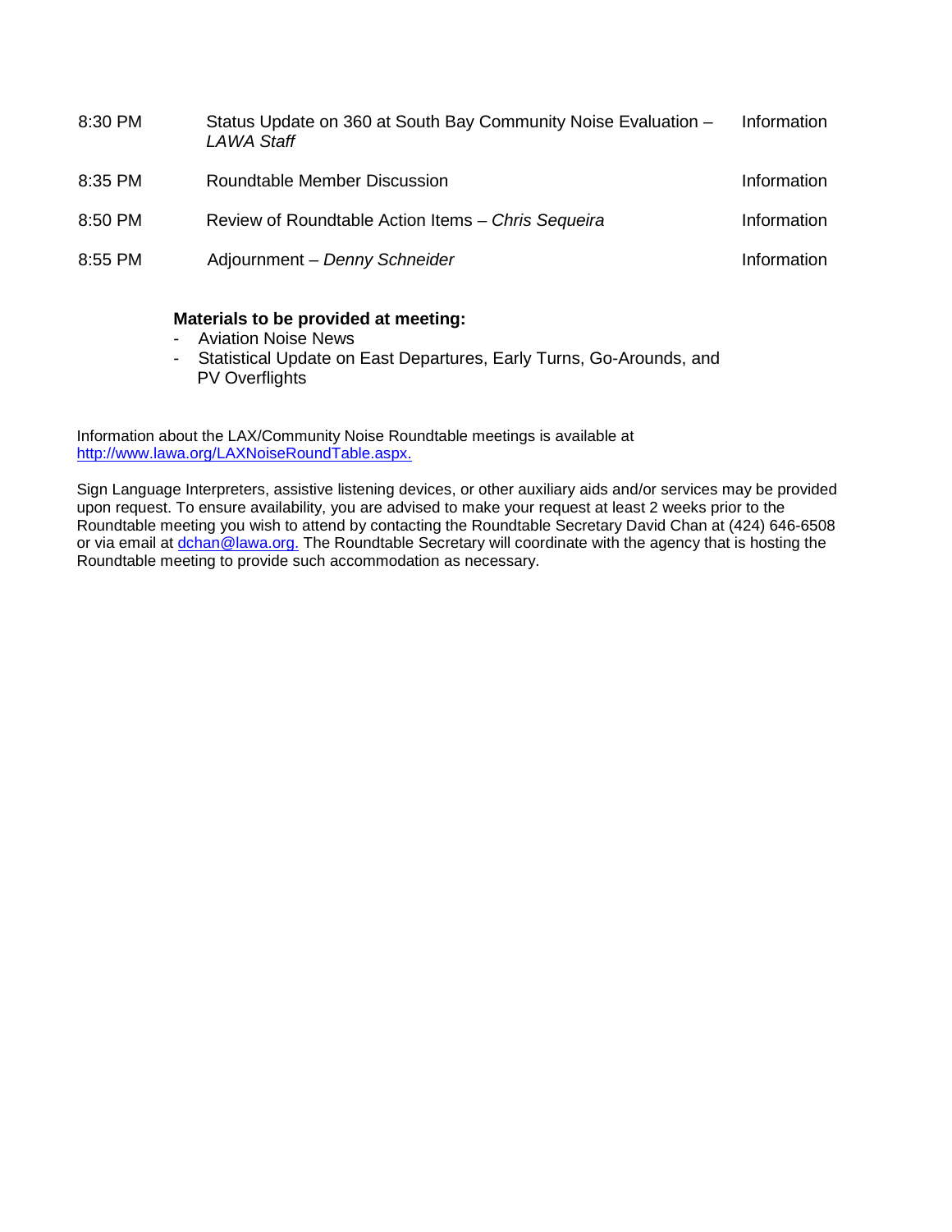| | | |
|---|---|---|
| 8:30 PM | Status Update on 360 at South Bay Community Noise Evaluation – *LAWA Staff* | Information |
| 8:35 PM | Roundtable Member Discussion | Information |
| 8:50 PM | Review of Roundtable Action Items – *Chris Sequeira* | Information |
| 8:55 PM | Adjournment – *Denny Schneider* | Information |

**Materials to be provided at meeting:**

- Aviation Noise News
- Statistical Update on East Departures, Early Turns, Go-Arounds, and PV Overflights

Information about the LAX/Community Noise Roundtable meetings is available at http://www.lawa.org/LAXNoiseRoundTable.aspx.

Sign Language Interpreters, assistive listening devices, or other auxiliary aids and/or services may be provided upon request. To ensure availability, you are advised to make your request at least 2 weeks prior to the Roundtable meeting you wish to attend by contacting the Roundtable Secretary David Chan at (424) 646-6508 or via email at dchan@lawa.org. The Roundtable Secretary will coordinate with the agency that is hosting the Roundtable meeting to provide such accommodation as necessary.